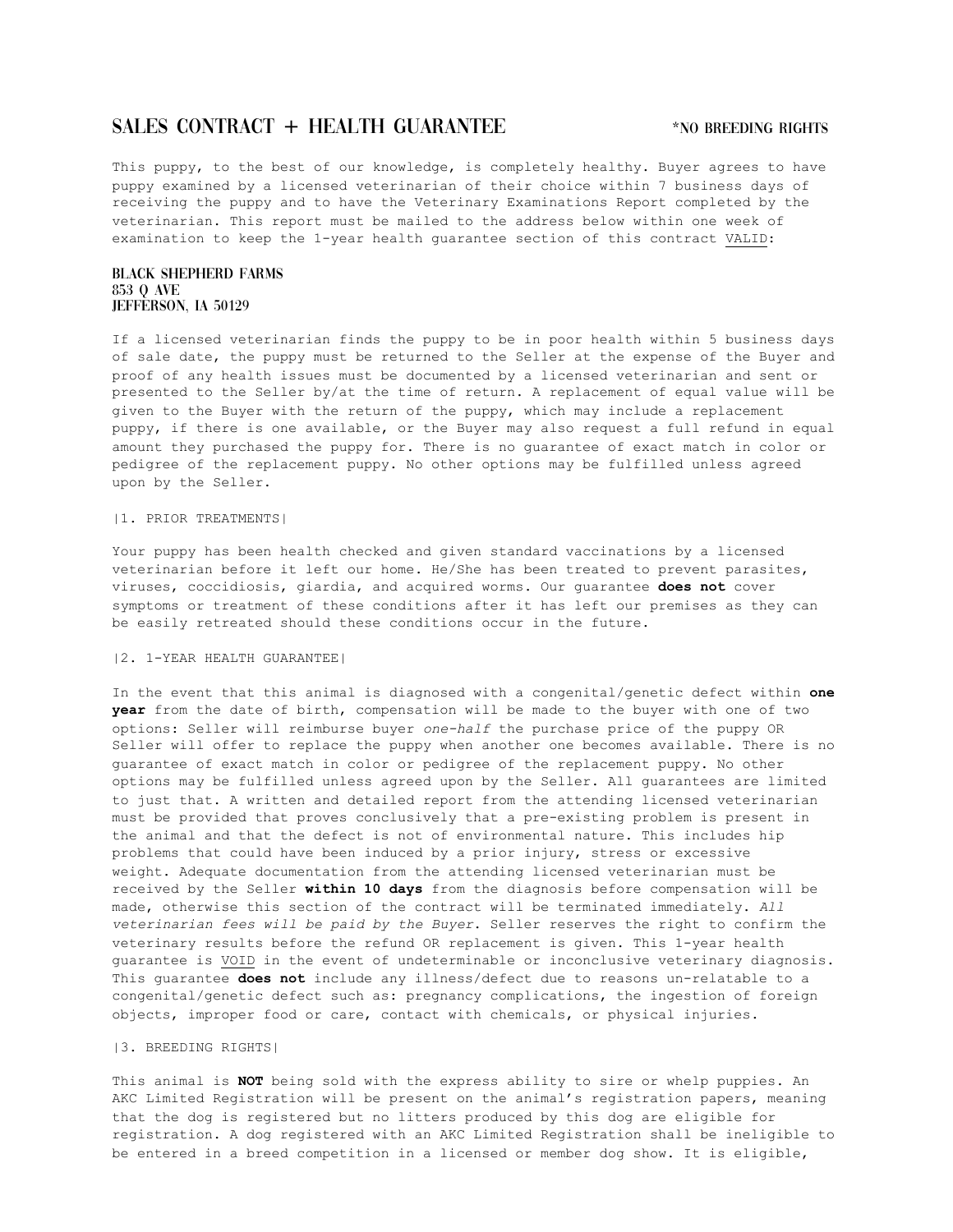# SALES CONTRACT + HEALTH GUARANTEE

*NO BREEDING RIGHTS

This puppy, to the best of our knowledge, is completely healthy. Buyer agrees to have puppy examined by a licensed veterinarian of their choice within 7 business days of receiving the puppy and to have the Veterinary Examinations Report completed by the veterinarian. This report must be mailed to the address below within one week of examination to keep the 1-year health guarantee section of this contract <u>VALID</u>:

**BLACK SHEPHERD FARMS**
**853 Q AVE**
**JEFFERSON, IA 50129**

If a licensed veterinarian finds the puppy to be in poor health within 5 business days of sale date, the puppy must be returned to the Seller at the expense of the Buyer and proof of any health issues must be documented by a licensed veterinarian and sent or presented to the Seller by/at the time of return. A replacement of equal value will be given to the Buyer with the return of the puppy, which may include a replacement puppy, if there is one available, or the Buyer may also request a full refund in equal amount they purchased the puppy for. There is no guarantee of exact match in color or pedigree of the replacement puppy. No other options may be fulfilled unless agreed upon by the Seller.

|1. PRIOR TREATMENTS|

Your puppy has been health checked and given standard vaccinations by a licensed veterinarian before it left our home. He/She has been treated to prevent parasites, viruses, coccidiosis, giardia, and acquired worms. Our guarantee **does not** cover symptoms or treatment of these conditions after it has left our premises as they can be easily retreated should these conditions occur in the future.

|2. 1-YEAR HEALTH GUARANTEE|

In the event that this animal is diagnosed with a congenital/genetic defect within **one year** from the date of birth, compensation will be made to the buyer with one of two options: Seller will reimburse buyer *one-half* the purchase price of the puppy OR Seller will offer to replace the puppy when another one becomes available. There is no guarantee of exact match in color or pedigree of the replacement puppy. No other options may be fulfilled unless agreed upon by the Seller. All guarantees are limited to just that. A written and detailed report from the attending licensed veterinarian must be provided that proves conclusively that a pre-existing problem is present in the animal and that the defect is not of environmental nature. This includes hip problems that could have been induced by a prior injury, stress or excessive weight. Adequate documentation from the attending licensed veterinarian must be received by the Seller **within 10 days** from the diagnosis before compensation will be made, otherwise this section of the contract will be terminated immediately. *All veterinarian fees will be paid by the Buyer.* Seller reserves the right to confirm the veterinary results before the refund OR replacement is given. This 1-year health guarantee is <u>VOID</u> in the event of undeterminable or inconclusive veterinary diagnosis. This guarantee **does not** include any illness/defect due to reasons un-relatable to a congenital/genetic defect such as: pregnancy complications, the ingestion of foreign objects, improper food or care, contact with chemicals, or physical injuries.

|3. BREEDING RIGHTS|

This animal is **NOT** being sold with the express ability to sire or whelp puppies. An AKC Limited Registration will be present on the animal's registration papers, meaning that the dog is registered but no litters produced by this dog are eligible for registration. A dog registered with an AKC Limited Registration shall be ineligible to be entered in a breed competition in a licensed or member dog show. It is eligible,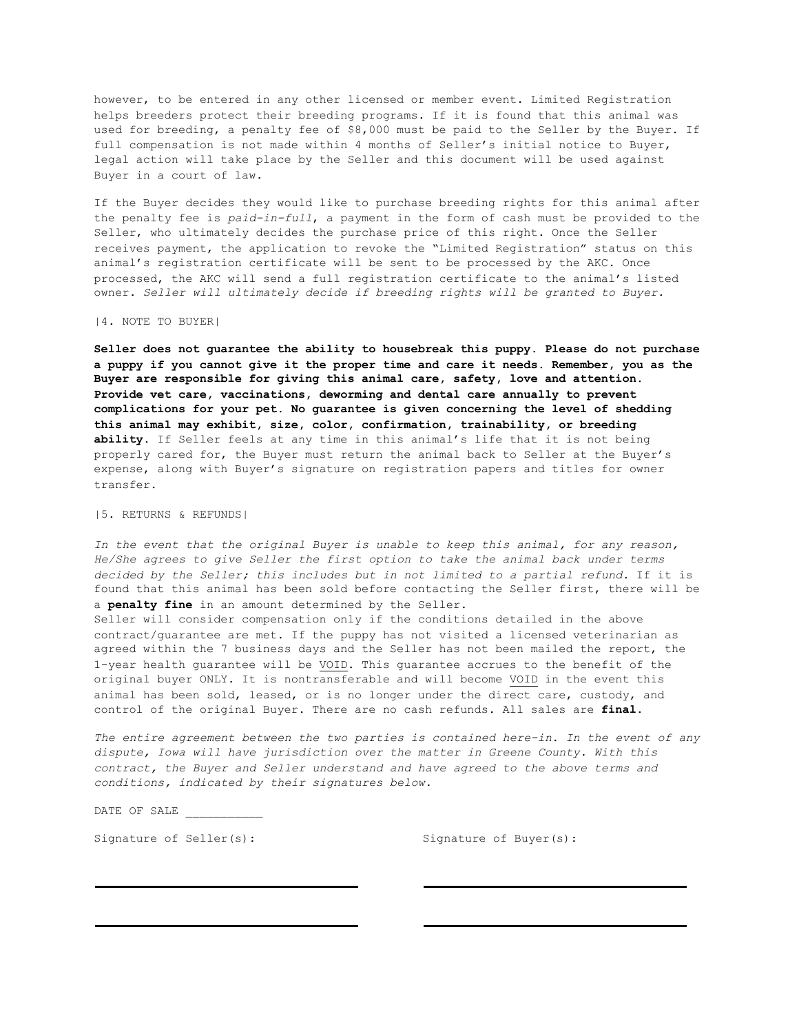however, to be entered in any other licensed or member event. Limited Registration helps breeders protect their breeding programs. If it is found that this animal was used for breeding, a penalty fee of $8,000 must be paid to the Seller by the Buyer. If full compensation is not made within 4 months of Seller's initial notice to Buyer, legal action will take place by the Seller and this document will be used against Buyer in a court of law.

If the Buyer decides they would like to purchase breeding rights for this animal after the penalty fee is *paid-in-full*, a payment in the form of cash must be provided to the Seller, who ultimately decides the purchase price of this right. Once the Seller receives payment, the application to revoke the "Limited Registration" status on this animal's registration certificate will be sent to be processed by the AKC. Once processed, the AKC will send a full registration certificate to the animal's listed owner. *Seller will ultimately decide if breeding rights will be granted to Buyer.*

|4. NOTE TO BUYER|

**Seller does not guarantee the ability to housebreak this puppy. Please do not purchase a puppy if you cannot give it the proper time and care it needs. Remember, you as the Buyer are responsible for giving this animal care, safety, love and attention. Provide vet care, vaccinations, deworming and dental care annually to prevent complications for your pet. No guarantee is given concerning the level of shedding this animal may exhibit, size, color, confirmation, trainability, or breeding ability.** If Seller feels at any time in this animal's life that it is not being properly cared for, the Buyer must return the animal back to Seller at the Buyer's expense, along with Buyer's signature on registration papers and titles for owner transfer.

|5. RETURNS & REFUNDS|

*In the event that the original Buyer is unable to keep this animal, for any reason, He/She agrees to give Seller the first option to take the animal back under terms decided by the Seller; this includes but in not limited to a partial refund.* If it is found that this animal has been sold before contacting the Seller first, there will be a **penalty fine** in an amount determined by the Seller.
Seller will consider compensation only if the conditions detailed in the above contract/guarantee are met. If the puppy has not visited a licensed veterinarian as agreed within the 7 business days and the Seller has not been mailed the report, the 1-year health guarantee will be VOID. This guarantee accrues to the benefit of the original buyer ONLY. It is nontransferable and will become VOID in the event this animal has been sold, leased, or is no longer under the direct care, custody, and control of the original Buyer. There are no cash refunds. All sales are **final**.

*The entire agreement between the two parties is contained here-in. In the event of any dispute, Iowa will have jurisdiction over the matter in Greene County. With this contract, the Buyer and Seller understand and have agreed to the above terms and conditions, indicated by their signatures below.*

DATE OF SALE ___________

Signature of Seller(s): ______________________________

______________________________

Signature of Buyer(s): ______________________________

______________________________